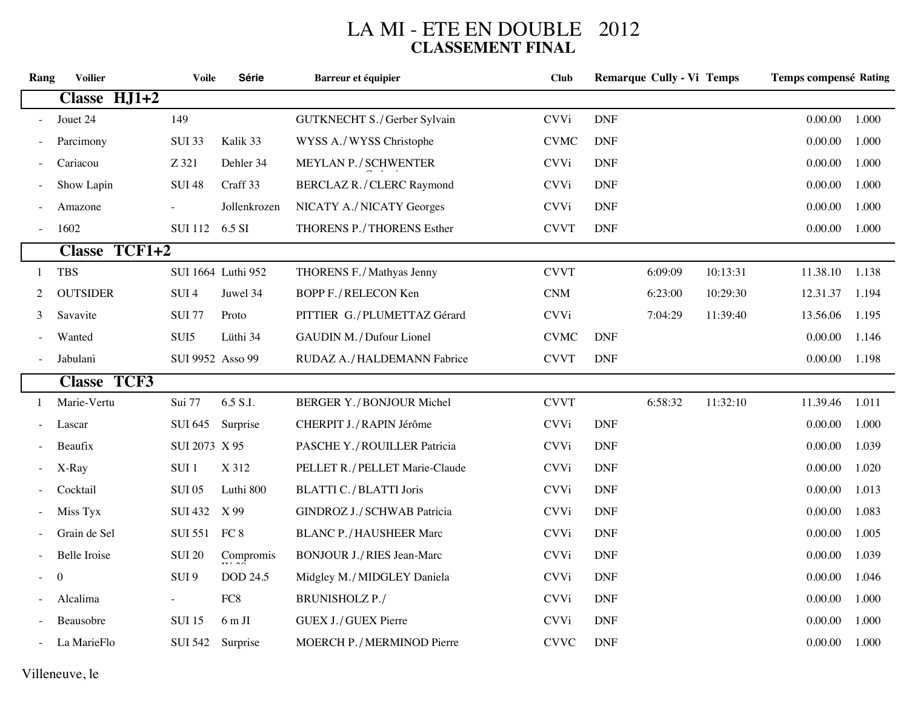# LA MI - ETE EN DOUBLE 2012

## CLASSEMENT FINAL

| Rang | Voilier | Voile | Série | Barreur et équipier | Club | Remarque | Cully - Vi | Temps | Temps compensé | Rating |
|---|---|---|---|---|---|---|---|---|---|---|
| **Classe HJ1+2** | | | | | | | | | | |
| - | Jouet 24 | 149 | | GUTKNECHT S. / Gerber Sylvain | CVVi | DNF | | | 0.00.00 | 1.000 |
| - | Parcimony | SUI 33 | Kalik 33 | WYSS A. / WYSS Christophe | CVMC | DNF | | | 0.00.00 | 1.000 |
| - | Cariacou | Z 321 | Dehler 34 | MEYLAN P. / SCHWENTER | CVVi | DNF | | | 0.00.00 | 1.000 |
| - | Show Lapin | SUI 48 | Craff 33 | BERCLAZ R. / CLERC Raymond | CVVi | DNF | | | 0.00.00 | 1.000 |
| - | Amazone | - | Jollenkrozen | NICATY A. / NICATY Georges | CVVi | DNF | | | 0.00.00 | 1.000 |
| - | 1602 | SUI 112 | 6.5 SI | THORENS P. / THORENS Esther | CVVT | DNF | | | 0.00.00 | 1.000 |
| **Classe TCF1+2** | | | | | | | | | | |
| 1 | TBS | SUI 1664 | Luthi 952 | THORENS F. / Mathyas Jenny | CVVT | | 6:09:09 | 10:13:31 | 11.38.10 | 1.138 |
| 2 | OUTSIDER | SUI 4 | Juwel 34 | BOPP F. / RELECON Ken | CNM | | 6:23:00 | 10:29:30 | 12.31.37 | 1.194 |
| 3 | Savavite | SUI 77 | Proto | PITTIER G. / PLUMETTAZ Gérard | CVVi | | 7:04:29 | 11:39:40 | 13.56.06 | 1.195 |
| - | Wanted | SUI5 | Lüthi 34 | GAUDIN M. / Dufour Lionel | CVMC | DNF | | | 0.00.00 | 1.146 |
| - | Jabulani | SUI 9952 | Asso 99 | RUDAZ A. / HALDEMANN Fabrice | CVVT | DNF | | | 0.00.00 | 1.198 |
| **Classe TCF3** | | | | | | | | | | |
| 1 | Marie-Vertu | Sui 77 | 6.5 S.I. | BERGER Y. / BONJOUR Michel | CVVT | | 6:58:32 | 11:32:10 | 11.39.46 | 1.011 |
| - | Lascar | SUI 645 | Surprise | CHERPIT J. / RAPIN Jérôme | CVVi | DNF | | | 0.00.00 | 1.000 |
| - | Beaufix | SUI 2073 | X 95 | PASCHE Y. / ROUILLER Patricia | CVVi | DNF | | | 0.00.00 | 1.039 |
| - | X-Ray | SUI 1 | X 312 | PELLET R. / PELLET Marie-Claude | CVVi | DNF | | | 0.00.00 | 1.020 |
| - | Cocktail | SUI 05 | Luthi 800 | BLATTI C. / BLATTI Joris | CVVi | DNF | | | 0.00.00 | 1.013 |
| - | Miss Tyx | SUI 432 | X 99 | GINDROZ J. / SCHWAB Patricia | CVVi | DNF | | | 0.00.00 | 1.083 |
| - | Grain de Sel | SUI 551 | FC 8 | BLANC P. / HAUSHEER Marc | CVVi | DNF | | | 0.00.00 | 1.005 |
| - | Belle Iroise | SUI 20 | Compromis | BONJOUR J. / RIES Jean-Marc | CVVi | DNF | | | 0.00.00 | 1.039 |
| - | 0 | SUI 9 | DOD 24.5 | Midgley M. / MIDGLEY Daniela | CVVi | DNF | | | 0.00.00 | 1.046 |
| - | Alcalima | - | FC8 | BRUNISHOLZ P. / | CVVi | DNF | | | 0.00.00 | 1.000 |
| - | Beausobre | SUI 15 | 6 m JI | GUEX J. / GUEX Pierre | CVVi | DNF | | | 0.00.00 | 1.000 |
| - | La MarieFlo | SUI 542 | Surprise | MOERCH P. / MERMINOD Pierre | CVVC | DNF | | | 0.00.00 | 1.000 |

Villeneuve, le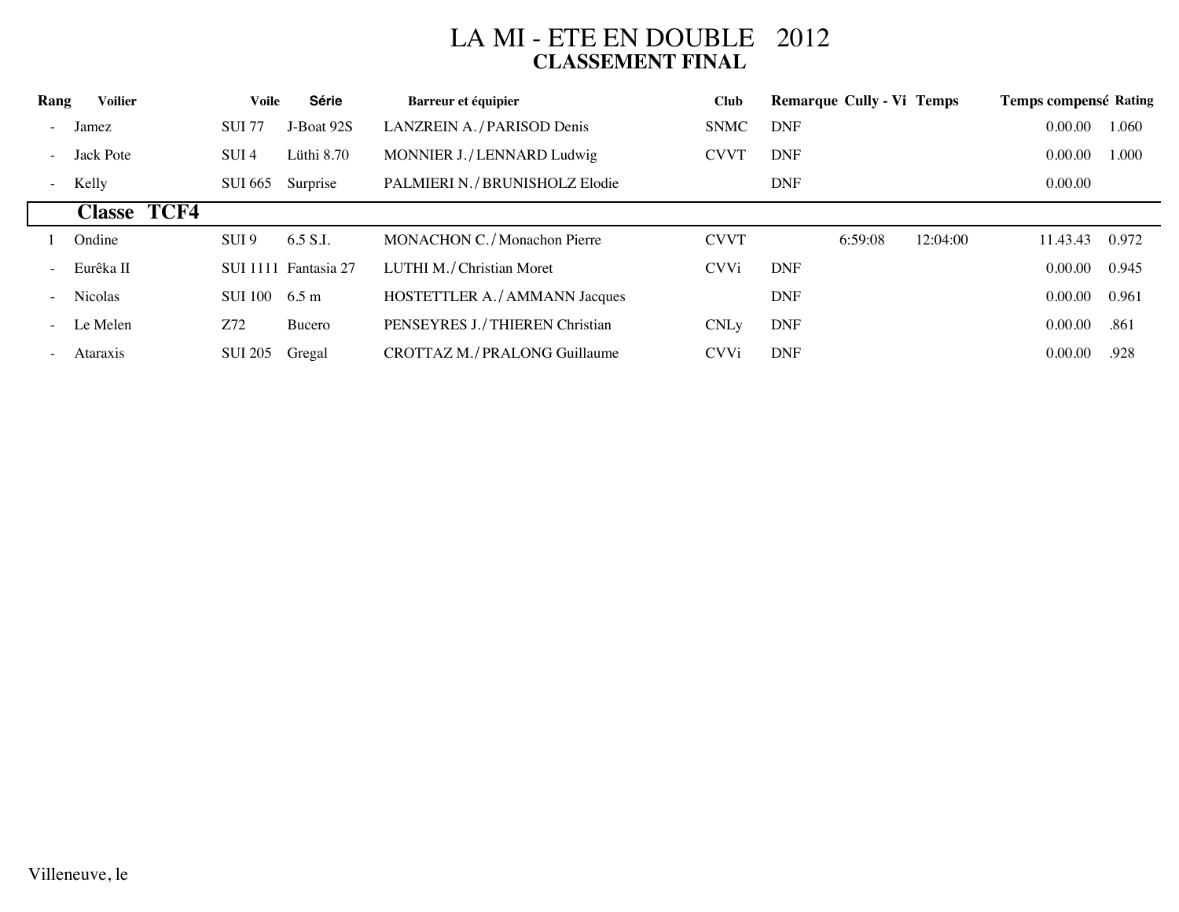# LA MI - ETE EN DOUBLE 2012

## CLASSEMENT FINAL

| Rang | Voilier | Voile | Série | Barreur et équipier | Club | Remarque | Cully - Vi | Temps | Temps compensé | Rating |
|---|---|---|---|---|---|---|---|---|---|---|
| - | Jamez | SUI 77 | J-Boat 92S | LANZREIN A. / PARISOD Denis | SNMC | DNF | | | 0.00.00 | 1.060 |
| - | Jack Pote | SUI 4 | Lüthi 8.70 | MONNIER J. / LENNARD Ludwig | CVVT | DNF | | | 0.00.00 | 1.000 |
| - | Kelly | SUI 665 | Surprise | PALMIERI N. / BRUNISHOLZ Elodie | | DNF | | | 0.00.00 | |
| | **Classe TCF4** | | | | | | | | | |
| 1 | Ondine | SUI 9 | 6.5 S.I. | MONACHON C. / Monachon Pierre | CVVT | | 6:59:08 | 12:04:00 | 11.43.43 | 0.972 |
| - | Eurêka II | SUI 1111 | Fantasia 27 | LUTHI M. / Christian Moret | CVVi | DNF | | | 0.00.00 | 0.945 |
| - | Nicolas | SUI 100 | 6.5 m | HOSTETTLER A. / AMMANN Jacques | | DNF | | | 0.00.00 | 0.961 |
| - | Le Melen | Z72 | Bucero | PENSEYRES J. / THIEREN Christian | CNLy | DNF | | | 0.00.00 | .861 |
| - | Ataraxis | SUI 205 | Gregal | CROTTAZ M. / PRALONG Guillaume | CVVi | DNF | | | 0.00.00 | .928 |

Villeneuve, le